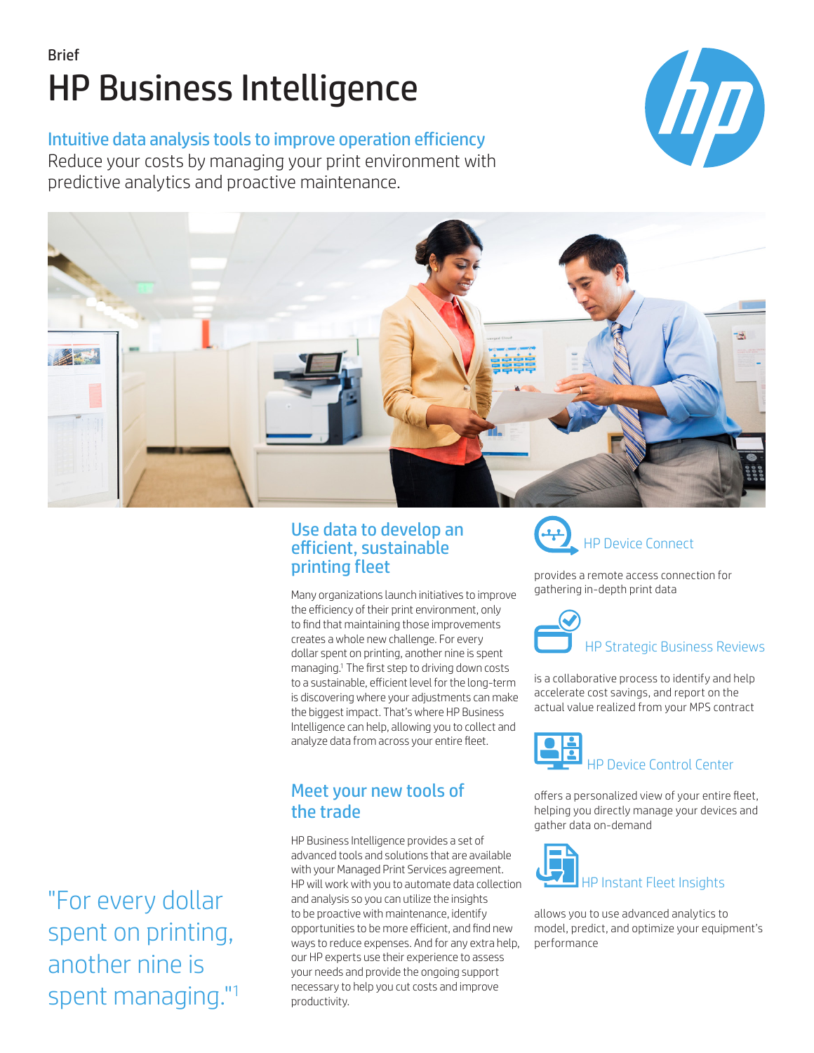Brief

# HP Business Intelligence

## Intuitive data analysis tools to improve operation efficiency

Reduce your costs by managing your print environment with predictive analytics and proactive maintenance.

## Use data to develop an efficient, sustainable printing fleet

Many organizations launch initiatives to improve the efficiency of their print environment, only to find that maintaining those improvements creates a whole new challenge. For every dollar spent on printing, another nine is spent managing.[1] The first step to driving down costs to a sustainable, efficient level for the long-term is discovering where your adjustments can make the biggest impact. That's where HP Business Intelligence can help, allowing you to collect and analyze data from across your entire fleet.

## Meet your new tools of the trade

HP Business Intelligence provides a set of advanced tools and solutions that are available with your Managed Print Services agreement. HP will work with you to automate data collection and analysis so you can utilize the insights to be proactive with maintenance, identify opportunities to be more efficient, and find new ways to reduce expenses. And for any extra help, our HP experts use their experience to assess your needs and provide the ongoing support necessary to help you cut costs and improve productivity.

### HP Device Connect

provides a remote access connection for gathering in-depth print data

### HP Strategic Business Reviews

is a collaborative process to identify and help accelerate cost savings, and report on the actual value realized from your MPS contract

### HP Device Control Center

offers a personalized view of your entire fleet, helping you directly manage your devices and gather data on-demand

### HP Instant Fleet Insights

allows you to use advanced analytics to model, predict, and optimize your equipment's performance

"For every dollar spent on printing, another nine is spent managing."[1]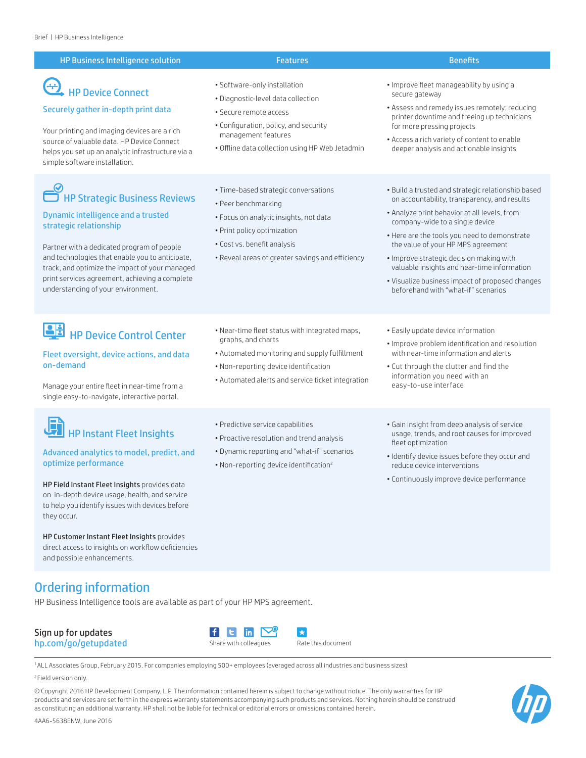| HP Business Intelligence solution | Features | Benefits |
| --- | --- | --- |
| **HP Device Connect**<br>Securely gather in-depth print data<br>Your printing and imaging devices are a rich source of valuable data. HP Device Connect helps you set up an analytic infrastructure via a simple software installation. | • Software-only installation<br>• Diagnostic-level data collection<br>• Secure remote access<br>• Configuration, policy, and security management features<br>• Offline data collection using HP Web Jetadmin | • Improve fleet manageability by using a secure gateway<br>• Assess and remedy issues remotely; reducing printer downtime and freeing up technicians for more pressing projects<br>• Access a rich variety of content to enable deeper analysis and actionable insights |
| **HP Strategic Business Reviews**<br>Dynamic intelligence and a trusted strategic relationship<br>Partner with a dedicated program of people and technologies that enable you to anticipate, track, and optimize the impact of your managed print services agreement, achieving a complete understanding of your environment. | • Time-based strategic conversations<br>• Peer benchmarking<br>• Focus on analytic insights, not data<br>• Print policy optimization<br>• Cost vs. benefit analysis<br>• Reveal areas of greater savings and efficiency | • Build a trusted and strategic relationship based on accountability, transparency, and results<br>• Analyze print behavior at all levels, from company-wide to a single device<br>• Here are the tools you need to demonstrate the value of your HP MPS agreement<br>• Improve strategic decision making with valuable insights and near-time information<br>• Visualize business impact of proposed changes beforehand with "what-if" scenarios |
| **HP Device Control Center**<br>Fleet oversight, device actions, and data on-demand<br>Manage your entire fleet in near-time from a single easy-to-navigate, interactive portal. | • Near-time fleet status with integrated maps, graphs, and charts<br>• Automated monitoring and supply fulfillment<br>• Non-reporting device identification<br>• Automated alerts and service ticket integration | • Easily update device information<br>• Improve problem identification and resolution with near-time information and alerts<br>• Cut through the clutter and find the information you need with an easy-to-use interface |
| **HP Instant Fleet Insights**<br>Advanced analytics to model, predict, and optimize performance<br>**HP Field Instant Fleet Insights** provides data on in-depth device usage, health, and service to help you identify issues with devices before they occur.<br>**HP Customer Instant Fleet Insights** provides direct access to insights on workflow deficiencies and possible enhancements. | • Predictive service capabilities<br>• Proactive resolution and trend analysis<br>• Dynamic reporting and "what-if" scenarios<br>• Non-reporting device identification[2] | • Gain insight from deep analysis of service usage, trends, and root causes for improved fleet optimization<br>• Identify device issues before they occur and reduce device interventions<br>• Continuously improve device performance |

## Ordering information

HP Business Intelligence tools are available as part of your HP MPS agreement.

**Sign up for updates**
hp.com/go/getupdated

Share with colleagues

Rate this document

[1] ALL Associates Group, February 2015. For companies employing 500+ employees (averaged across all industries and business sizes).

[2] Field version only.

© Copyright 2016 HP Development Company, L.P. The information contained herein is subject to change without notice. The only warranties for HP products and services are set forth in the express warranty statements accompanying such products and services. Nothing herein should be construed as constituting an additional warranty. HP shall not be liable for technical or editorial errors or omissions contained herein.

4AA6-5638ENW, June 2016